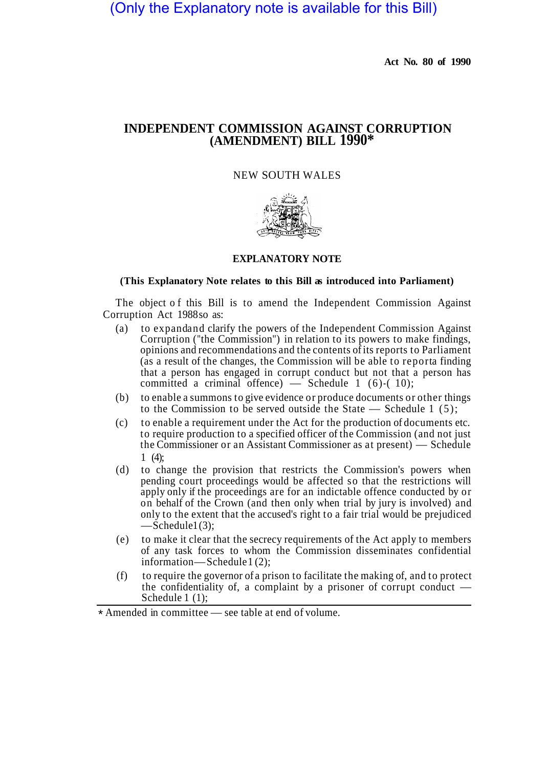(Only the Explanatory note is available for this Bill)

**Act No. 80 of 1990**

# INDEPENDENT COMMISSION AGAINST CORRUPTION (AMENDMENT) BILL 1990*

NEW SOUTH WALES

## EXPLANATORY NOTE

**(This Explanatory Note relates to this Bill as introduced into Parliament)**

The object of this Bill is to amend the Independent Commission Against Corruption Act 1988 so as:

(a) to expand and clarify the powers of the Independent Commission Against Corruption ("the Commission") in relation to its powers to make findings, opinions and recommendations and the contents of its reports to Parliament (as a result of the changes, the Commission will be able to report a finding that a person has engaged in corrupt conduct but not that a person has committed a criminal offence) — Schedule 1 (6)-(10);

(b) to enable a summons to give evidence or produce documents or other things to the Commission to be served outside the State — Schedule 1 (5);

(c) to enable a requirement under the Act for the production of documents etc. to require production to a specified officer of the Commission (and not just the Commissioner or an Assistant Commissioner as at present) — Schedule 1 (4);

(d) to change the provision that restricts the Commission's powers when pending court proceedings would be affected so that the restrictions will apply only if the proceedings are for an indictable offence conducted by or on behalf of the Crown (and then only when trial by jury is involved) and only to the extent that the accused's right to a fair trial would be prejudiced — Schedule 1 (3);

(e) to make it clear that the secrecy requirements of the Act apply to members of any task forces to whom the Commission disseminates confidential information — Schedule 1 (2);

(f) to require the governor of a prison to facilitate the making of, and to protect the confidentiality of, a complaint by a prisoner of corrupt conduct — Schedule 1 (1);

---

* Amended in committee — see table at end of volume.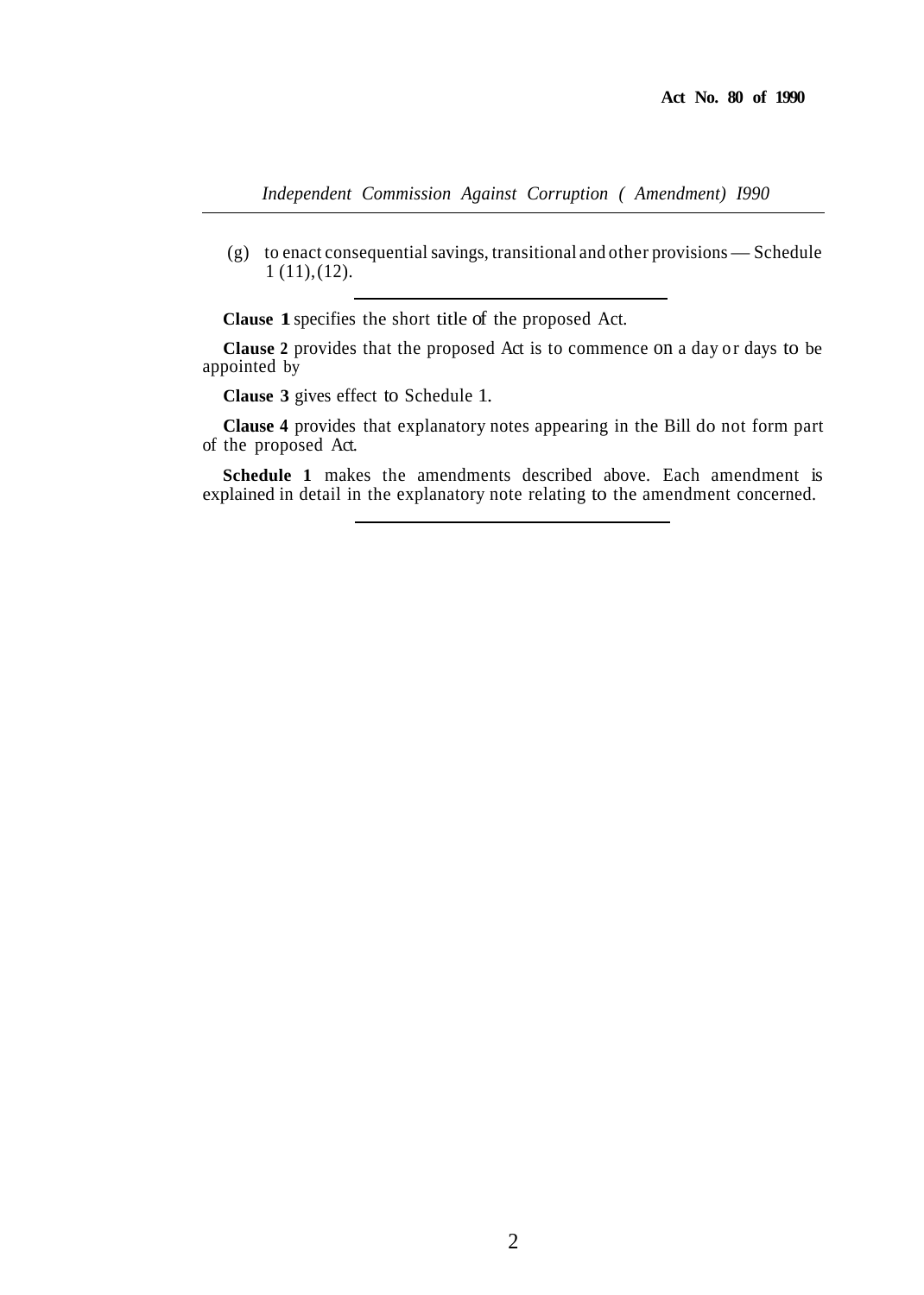(g) to enact consequential savings, transitional and other provisions — Schedule 1 (11), (12).

---

**Clause 1** specifies the short title of the proposed Act.

**Clause 2** provides that the proposed Act is to commence on a day or days to be appointed by

**Clause 3** gives effect to Schedule 1.

**Clause 4** provides that explanatory notes appearing in the Bill do not form part of the proposed Act.

**Schedule 1** makes the amendments described above. Each amendment is explained in detail in the explanatory note relating to the amendment concerned.

---